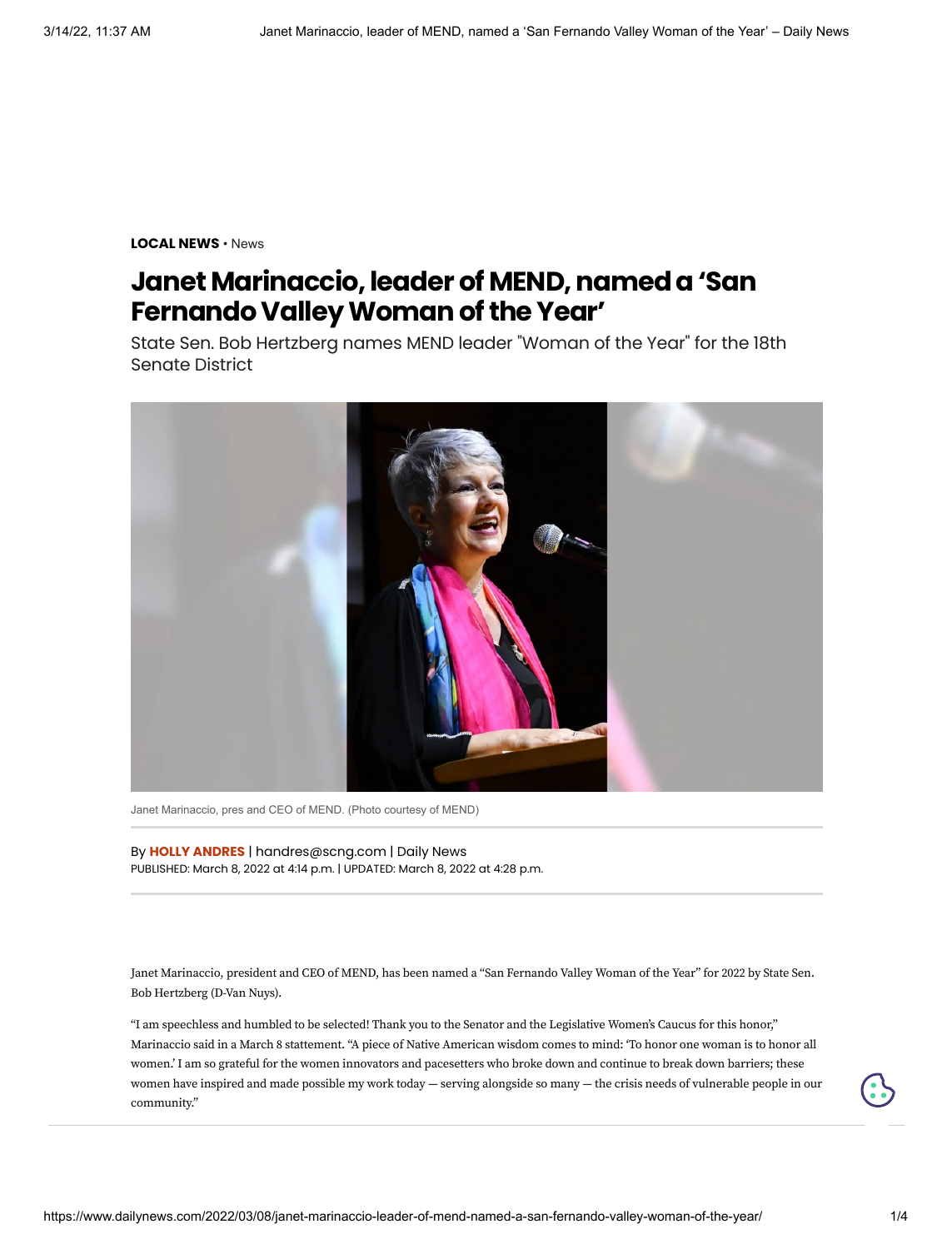**LOCAL NEWS** • News

# Janet Marinaccio, leader of MEND, named a 'San Fernando Valley Woman of the Year'

State Sen. Bob Hertzberg names MEND leader "Woman of the Year" for the 18th Senate District

Janet Marinaccio, pres and CEO of MEND. (Photo courtesy of MEND)

By **HOLLY ANDRES** | handres@scng.com | Daily News
PUBLISHED: March 8, 2022 at 4:14 p.m. | UPDATED: March 8, 2022 at 4:28 p.m.

Janet Marinaccio, president and CEO of MEND, has been named a "San Fernando Valley Woman of the Year" for 2022 by State Sen. Bob Hertzberg (D-Van Nuys).

"I am speechless and humbled to be selected! Thank you to the Senator and the Legislative Women's Caucus for this honor," Marinaccio said in a March 8 stattement. "A piece of Native American wisdom comes to mind: 'To honor one woman is to honor all women.' I am so grateful for the women innovators and pacesetters who broke down and continue to break down barriers; these women have inspired and made possible my work today — serving alongside so many — the crisis needs of vulnerable people in our community."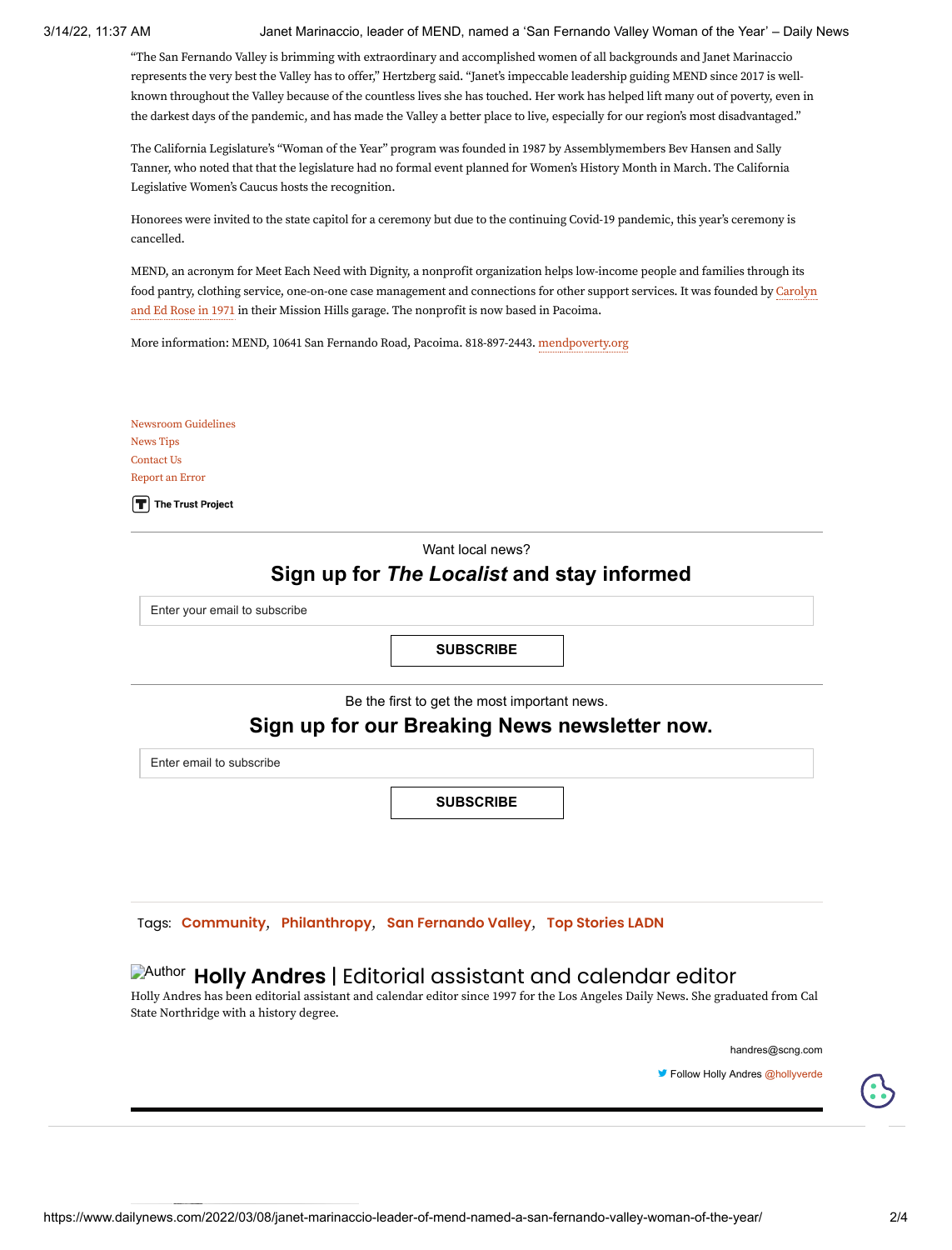"The San Fernando Valley is brimming with extraordinary and accomplished women of all backgrounds and Janet Marinaccio represents the very best the Valley has to offer," Hertzberg said. "Janet's impeccable leadership guiding MEND since 2017 is well-known throughout the Valley because of the countless lives she has touched. Her work has helped lift many out of poverty, even in the darkest days of the pandemic, and has made the Valley a better place to live, especially for our region's most disadvantaged."

The California Legislature's "Woman of the Year" program was founded in 1987 by Assemblymembers Bev Hansen and Sally Tanner, who noted that that the legislature had no formal event planned for Women's History Month in March. The California Legislative Women's Caucus hosts the recognition.

Honorees were invited to the state capitol for a ceremony but due to the continuing Covid-19 pandemic, this year's ceremony is cancelled.

MEND, an acronym for Meet Each Need with Dignity, a nonprofit organization helps low-income people and families through its food pantry, clothing service, one-on-one case management and connections for other support services. It was founded by Carolyn and Ed Rose in 1971 in their Mission Hills garage. The nonprofit is now based in Pacoima.

More information: MEND, 10641 San Fernando Road, Pacoima. 818-897-2443. mendpoverty.org

Newsroom Guidelines
News Tips
Contact Us
Report an Error

The Trust Project

Want local news?

## Sign up for *The Localist* and stay informed

Enter your email to subscribe

SUBSCRIBE

Be the first to get the most important news.

## Sign up for our Breaking News newsletter now.

Enter email to subscribe

SUBSCRIBE

Tags: **Community**, **Philanthropy**, **San Fernando Valley**, **Top Stories LADN**

## **Holly Andres** | Editorial assistant and calendar editor

Holly Andres has been editorial assistant and calendar editor since 1997 for the Los Angeles Daily News. She graduated from Cal State Northridge with a history degree.

handres@scng.com

Follow Holly Andres @hollyverde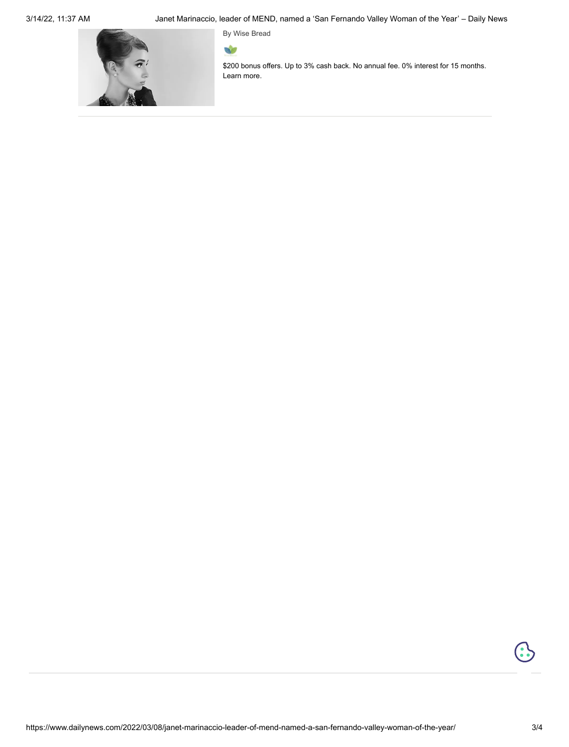By Wise Bread

$200 bonus offers. Up to 3% cash back. No annual fee. 0% interest for 15 months. Learn more.